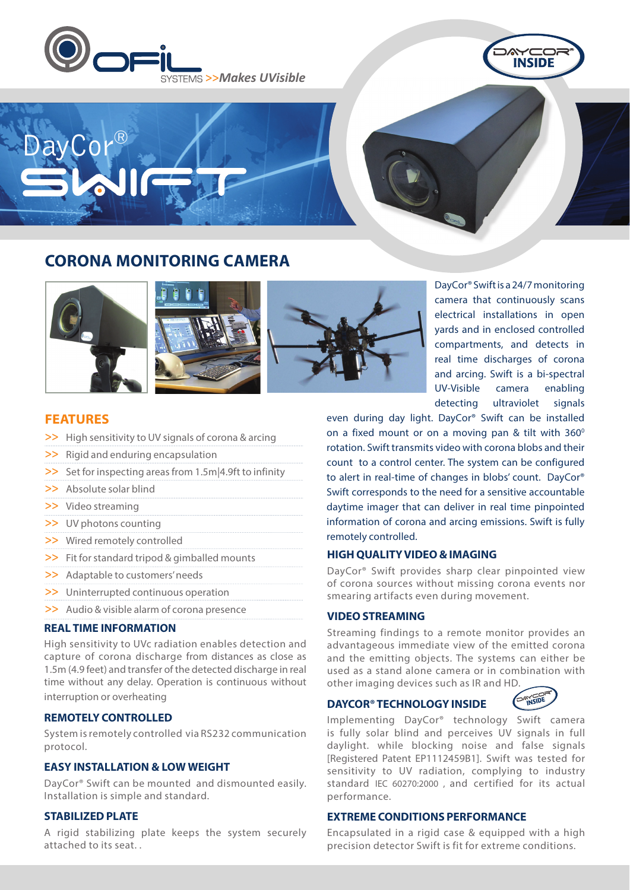OFIL SYSTEMS >>Makes UVisible

DAYCOR® INSIDE

# DayCor® SWIFT

## CORONA MONITORING CAMERA

DayCor® Swift is a 24/7 monitoring camera that continuously scans electrical installations in open yards and in enclosed controlled compartments, and detects in real time discharges of corona and arcing. Swift is a bi-spectral UV-Visible camera enabling detecting ultraviolet signals even during day light. DayCor® Swift can be installed on a fixed mount or on a moving pan & tilt with 360° rotation. Swift transmits video with corona blobs and their count to a control center. The system can be configured to alert in real-time of changes in blobs' count. DayCor® Swift corresponds to the need for a sensitive accountable daytime imager that can deliver in real time pinpointed information of corona and arcing emissions. Swift is fully remotely controlled.

### FEATURES

- High sensitivity to UV signals of corona & arcing
- Rigid and enduring encapsulation
- Set for inspecting areas from 1.5m|4.9ft to infinity
- Absolute solar blind
- Video streaming
- UV photons counting
- Wired remotely controlled
- Fit for standard tripod & gimballed mounts
- Adaptable to customers' needs
- Uninterrupted continuous operation
- Audio & visible alarm of corona presence

### REAL TIME INFORMATION

High sensitivity to UVc radiation enables detection and capture of corona discharge from distances as close as 1.5m (4.9 feet) and transfer of the detected discharge in real time without any delay. Operation is continuous without interruption or overheating

### REMOTELY CONTROLLED

System is remotely controlled via RS232 communication protocol.

### EASY INSTALLATION & LOW WEIGHT

DayCor® Swift can be mounted and dismounted easily. Installation is simple and standard.

### STABILIZED PLATE

A rigid stabilizing plate keeps the system securely attached to its seat. .

### HIGH QUALITY VIDEO & IMAGING

DayCor® Swift provides sharp clear pinpointed view of corona sources without missing corona events nor smearing artifacts even during movement.

### VIDEO STREAMING

Streaming findings to a remote monitor provides an advantageous immediate view of the emitted corona and the emitting objects. The systems can either be used as a stand alone camera or in combination with other imaging devices such as IR and HD.

### DAYCOR® TECHNOLOGY INSIDE

Implementing DayCor® technology Swift camera is fully solar blind and perceives UV signals in full daylight. while blocking noise and false signals [Registered Patent EP1112459B1]. Swift was tested for sensitivity to UV radiation, complying to industry standard IEC 60270:2000 , and certified for its actual performance.

### EXTREME CONDITIONS PERFORMANCE

Encapsulated in a rigid case & equipped with a high precision detector Swift is fit for extreme conditions.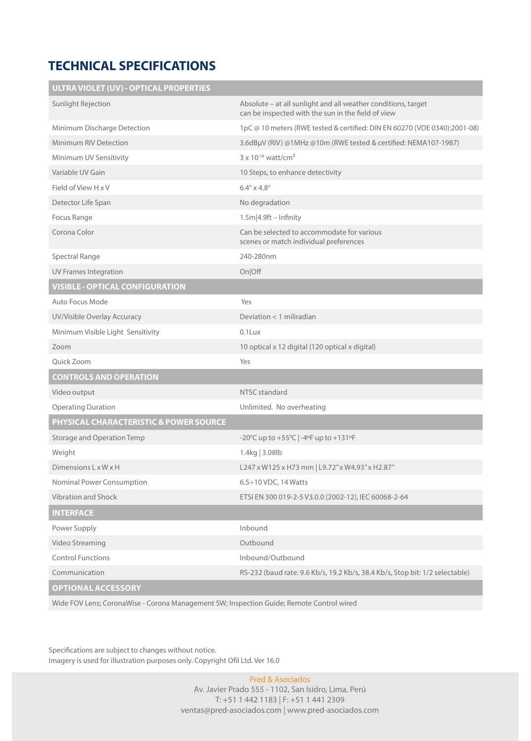# TECHNICAL SPECIFICATIONS

| | |
|---|---|
| **ULTRA VIOLET (UV) - OPTICAL PROPERTIES** | |
| Sunlight Rejection | Absolute – at all sunlight and all weather conditions, target can be inspected with the sun in the field of view |
| Minimum Discharge Detection | 1pC @ 10 meters (RWE tested & certified: DIN EN 60270 (VDE 0340):2001-08) |
| Minimum RIV Detection | 3.6dBµV (RIV) @1MHz @10m (RWE tested & certified: NEMA107-1987) |
| Minimum UV Sensitivity | $3 \times 10^{-18}$ watt/cm$^2$ |
| Variable UV Gain | 10 Steps, to enhance detectivity |
| Field of View H x V | 6.4° x 4.8° |
| Detector Life Span | No degradation |
| Focus Range | 1.5m\|4.9ft – Infinity |
| Corona Color | Can be selected to accommodate for various scenes or match individual preferences |
| Spectral Range | 240-280nm |
| UV Frames Integration | On\|Off |
| **VISIBLE - OPTICAL CONFIGURATION** | |
| Auto Focus Mode | Yes |
| UV/Visible Overlay Accuracy | Deviation < 1 miliradian |
| Minimum Visible Light Sensitivity | 0.1Lux |
| Zoom | 10 optical x 12 digital (120 optical x digital) |
| Quick Zoom | Yes |
| **CONTROLS AND OPERATION** | |
| Video output | NTSC standard |
| Operating Duration | Unlimited. No overheating |
| **PHYSICAL CHARACTERISTIC & POWER SOURCE** | |
| Storage and Operation Temp | -20ºC up to +55ºC \| -4ºF up to +131ºF |
| Weight | 1.4kg \| 3.08lb |
| Dimensions L x W x H | L247 x W125 x H73 mm \| L9.72" x W4.93" x H2.87" |
| Nominal Power Consumption | 6.5÷10 VDC, 14 Watts |
| Vibration and Shock | ETSI EN 300 019-2-5 V3.0.0 (2002-12), IEC 60068-2-64 |
| **INTERFACE** | |
| Power Supply | Inbound |
| Video Streaming | Outbound |
| Control Functions | Inbound/Outbound |
| Communication | RS-232 (baud rate: 9.6 Kb/s, 19.2 Kb/s, 38.4 Kb/s, Stop bit: 1/2 selectable) |
| **OPTIONAL ACCESSORY** | |
| Wide FOV Lens; CoronaWise - Corona Management SW; Inspection Guide; Remote Control wired | |

Specifications are subject to changes without notice.
Imagery is used for illustration purposes only. Copyright Ofil Ltd. Ver 16.0

Pred & Asociados
Av. Javier Prado 555 - 1102, San Isidro, Lima, Perú
T: +51 1 442 1183 | F: +51 1 441 2309
ventas@pred-asociados.com | www.pred-asociados.com